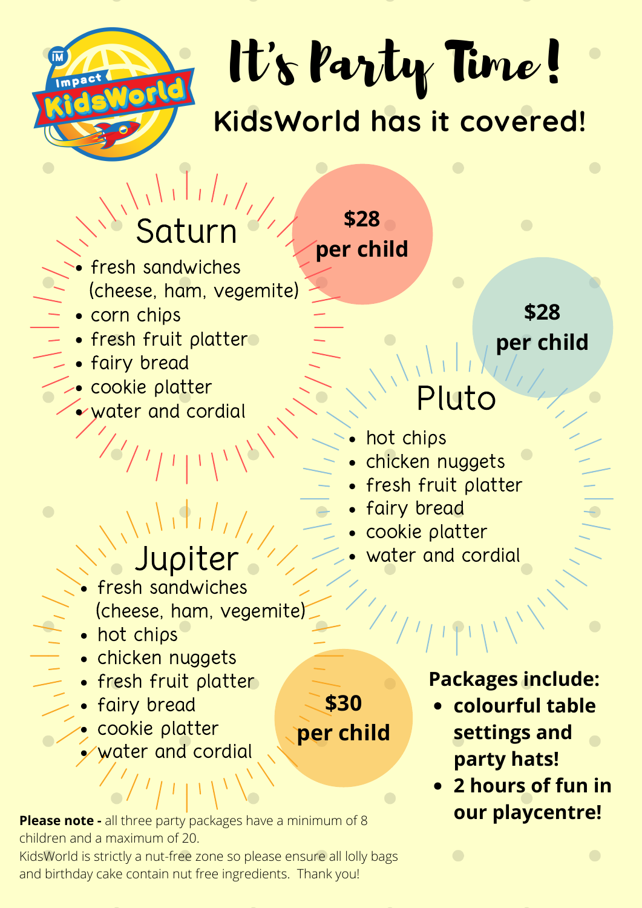Impact KidsWorld

# It's Party Time!

## KidsWorld has it covered!

### Saturn

**$28 per child**

- fresh sandwiches (cheese, ham, vegemite)
- corn chips
- fresh fruit platter
- fairy bread
- cookie platter
- water and cordial

### Pluto

**$28 per child**

- hot chips
- chicken nuggets
- fresh fruit platter
- fairy bread
- cookie platter
- water and cordial

### Jupiter

**$30 per child**

- fresh sandwiches (cheese, ham, vegemite)
- hot chips
- chicken nuggets
- fresh fruit platter
- fairy bread
- cookie platter
- water and cordial

**Packages include:**

- **colourful table settings and party hats!**
- **2 hours of fun in our playcentre!**

**Please note -** all three party packages have a minimum of 8 children and a maximum of 20.
KidsWorld is strictly a nut-free zone so please ensure all lolly bags and birthday cake contain nut free ingredients. Thank you!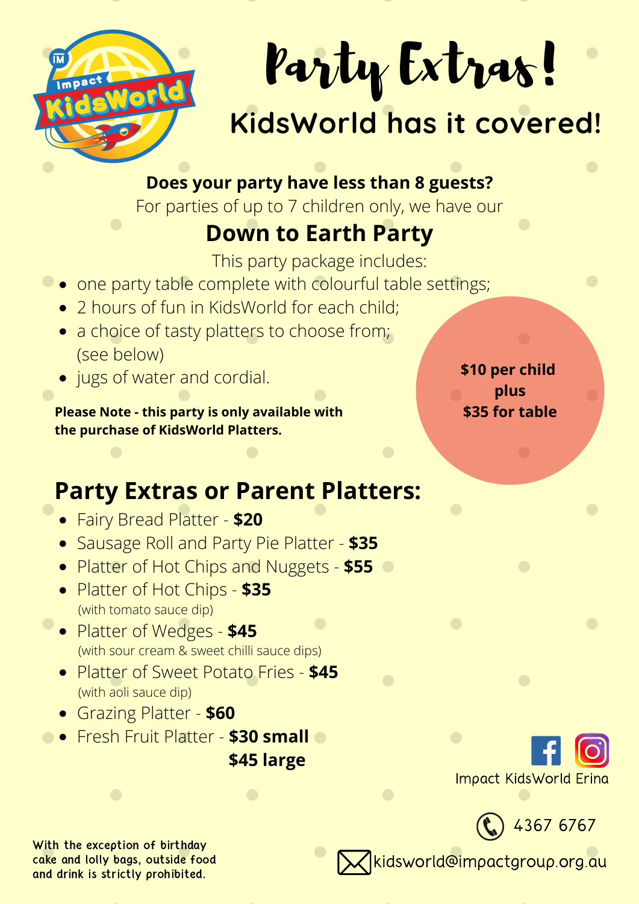# Party Extras!

## KidsWorld has it covered!

**Does your party have less than 8 guests?**

For parties of up to 7 children only, we have our

## Down to Earth Party

This party package includes:

- one party table complete with colourful table settings;
- 2 hours of fun in KidsWorld for each child;
- a choice of tasty platters to choose from; (see below)
- jugs of water and cordial.

**$10 per child plus $35 for table**

**Please Note - this party is only available with the purchase of KidsWorld Platters.**

## Party Extras or Parent Platters:

- Fairy Bread Platter - **$20**
- Sausage Roll and Party Pie Platter - **$35**
- Platter of Hot Chips and Nuggets - **$55**
- Platter of Hot Chips - **$35**
  (with tomato sauce dip)
- Platter of Wedges - **$45**
  (with sour cream & sweet chilli sauce dips)
- Platter of Sweet Potato Fries - **$45**
  (with aoli sauce dip)
- Grazing Platter - **$60**
- Fresh Fruit Platter - **$30 small**
  **$45 large**

Impact KidsWorld Erina

4367 6767

kidsworld@impactgroup.org.au

With the exception of birthday cake and lolly bags, outside food and drink is strictly prohibited.